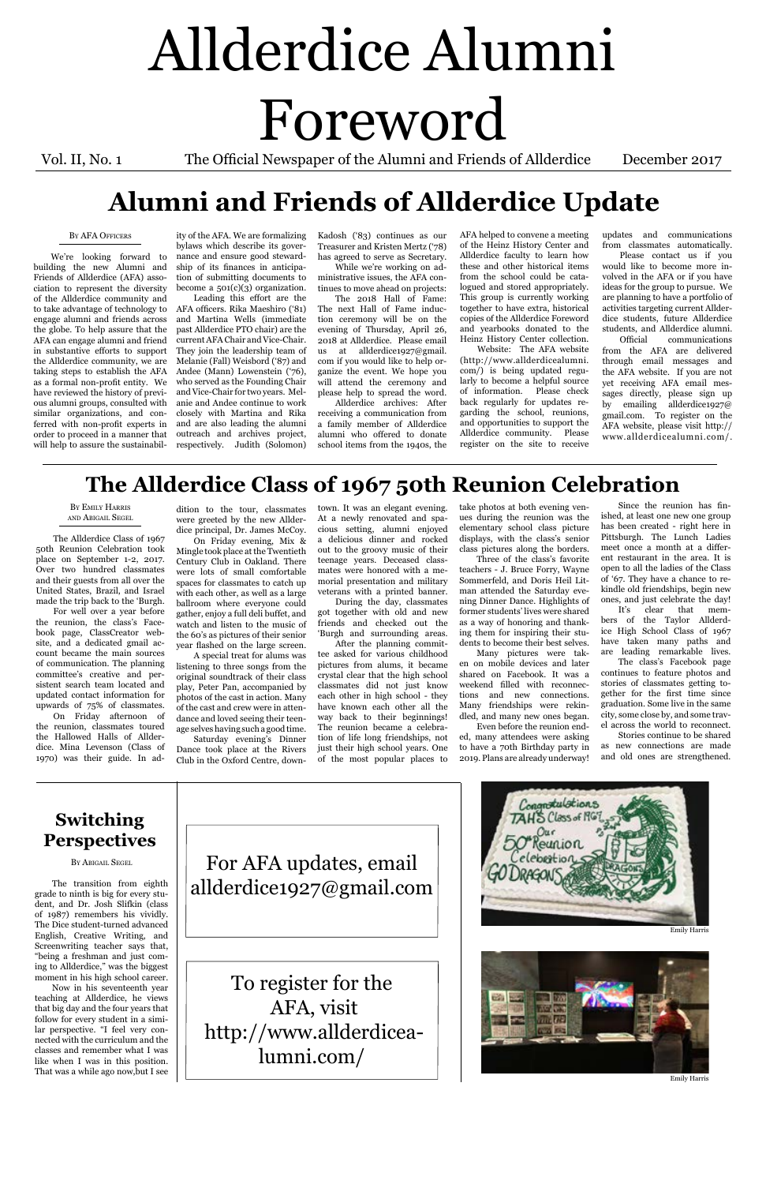# Allderdice Alumni Foreword

Vol. II, No. 1 — The Official Newspaper of the Alumni and Friends of Allderdice — December 2017

## Alumni and Friends of Allderdice Update

By AFA Officers

We're looking forward to building the new Alumni and Friends of Allderdice (AFA) association to represent the diversity of the Allderdice community and to take advantage of technology to engage alumni and friends across the globe. To help assure that the AFA can engage alumni and friend in substantive efforts to support the Allderdice community, we are taking steps to establish the AFA as a formal non-profit entity. We have reviewed the history of previous alumni groups, consulted with similar organizations, and conferred with non-profit experts in order to proceed in a manner that will help to assure the sustainability of the AFA. We are formalizing bylaws which describe its governance and ensure good stewardship of its finances in anticipation of submitting documents to become a 501(c)(3) organization.

Leading this effort are the AFA officers. Rika Maeshiro ('81) and Martina Wells (immediate past Allderdice PTO chair) are the current AFA Chair and Vice-Chair. They join the leadership team of Melanie (Fall) Weisbord ('87) and Andee (Mann) Lowenstein ('76), who served as the Founding Chair and Vice-Chair for two years. Melanie and Andee continue to work closely with Martina and Rika and are also leading the alumni outreach and archives project, respectively. Judith (Solomon) Kadosh ('83) continues as our Treasurer and Kristen Mertz ('78) has agreed to serve as Secretary.

While we're working on administrative issues, the AFA continues to move ahead on projects:

The 2018 Hall of Fame: The next Hall of Fame induction ceremony will be on the evening of Thursday, April 26, 2018 at Allderdice. Please email us at allderdice1927@gmail.com if you would like to help organize the event. We hope you will attend the ceremony and please help to spread the word.

Allderdice archives: After receiving a communication from a family member of Allderdice alumni who offered to donate school items from the 1940s, the AFA helped to convene a meeting of the Heinz History Center and Allderdice faculty to learn how these and other historical items from the school could be catalogued and stored appropriately. This group is currently working together to have extra, historical copies of the Allderdice Foreword and yearbooks donated to the Heinz History Center collection.

Website: The AFA website (http://www.allderdicealumni.com/) is being updated regularly to become a helpful source of information. Please check back regularly for updates regarding the school, reunions, and opportunities to support the Allderdice community. Please register on the site to receive updates and communications from classmates automatically.

Please contact us if you would like to become more involved in the AFA or if you have ideas for the group to pursue. We are planning to have a portfolio of activities targeting current Allderdice students, future Allderdice students, and Allderdice alumni.

Official communications from the AFA are delivered through email messages and the AFA website. If you are not yet receiving AFA email messages directly, please sign up by emailing allderdice1927@gmail.com. To register on the AFA website, please visit http://www.allderdicealumni.com/.

## The Allderdice Class of 1967 50th Reunion Celebration

By Emily Harris and Abigail Segel

The Allderdice Class of 1967 50th Reunion Celebration took place on September 1-2, 2017. Over two hundred classmates and their guests from all over the United States, Brazil, and Israel made the trip back to the 'Burgh.

For well over a year before the reunion, the class's Facebook page, ClassCreator website, and a dedicated gmail account became the main sources of communication. The planning committee's creative and persistent search team located and updated contact information for upwards of 75% of classmates.

On Friday afternoon of the reunion, classmates toured the Hallowed Halls of Allderdice. Mina Levenson (Class of 1970) was their guide. In addition to the tour, classmates were greeted by the new Allderdice principal, Dr. James McCoy.

On Friday evening, Mix & Mingle took place at the Twentieth Century Club in Oakland. There were lots of small comfortable spaces for classmates to catch up with each other, as well as a large ballroom where everyone could gather, enjoy a full deli buffet, and watch and listen to the music of the 60's as pictures of their senior year flashed on the large screen.

A special treat for alums was listening to three songs from the original soundtrack of their class play, Peter Pan, accompanied by photos of the cast in action. Many of the cast and crew were in attendance and loved seeing their teenage selves having such a good time.

Saturday evening's Dinner Dance took place at the Rivers Club in the Oxford Centre, downtown. It was an elegant evening. At a newly renovated and spacious setting, alumni enjoyed a delicious dinner and rocked out to the groovy music of their teenage years. Deceased classmates were honored with a memorial presentation and military veterans with a printed banner.

During the day, classmates got together with old and new friends and checked out the 'Burgh and surrounding areas.

After the planning committee asked for various childhood pictures from alums, it became crystal clear that the high school classmates did not just know each other in high school - they have known each other all the way back to their beginnings! The reunion became a celebration of life long friendships, not just their high school years. One of the most popular places to take photos at both evening venues during the reunion was the elementary school class picture displays, with the class's senior class pictures along the borders.

Three of the class's favorite teachers - J. Bruce Forry, Wayne Sommerfeld, and Doris Heil Litman attended the Saturday evening Dinner Dance. Highlights of former students' lives were shared as a way of honoring and thanking them for inspiring their students to become their best selves.

Many pictures were taken on mobile devices and later shared on Facebook. It was a weekend filled with reconnections and new connections. Many friendships were rekindled, and many new ones began.

Even before the reunion ended, many attendees were asking to have a 70th Birthday party in 2019. Plans are already underway!

Since the reunion has finished, at least one new group has been created - right here in Pittsburgh. The Lunch Ladies meet once a month at a different restaurant in the area. It is open to all the ladies of the Class of '67. They have a chance to rekindle old friendships, begin new ones, and just celebrate the day!

It's clear that members of the Taylor Allderdice High School Class of 1967 have taken many paths and are leading remarkable lives.

The class's Facebook page continues to feature photos and stories of classmates getting together for the first time since graduation. Some live in the same city, some close by, and some travel across the world to reconnect.

Stories continue to be shared as new connections are made and old ones are strengthened.

Emily Harris

Emily Harris

## Switching Perspectives

By Abigail Segel

The transition from eighth grade to ninth is big for every student, and Dr. Josh Slifkin (class of 1987) remembers his vividly. The Dice student-turned advanced English, Creative Writing, and Screenwriting teacher says that, "being a freshman and just coming to Allderdice," was the biggest moment in his high school career.

Now in his seventeenth year teaching at Allderdice, he views that big day and the four years that follow for every student in a similar perspective. "I feel very connected with the curriculum and the classes and remember what I was like when I was in this position. That was a while ago now,but I see

For AFA updates, email allderdice1927@gmail.com

To register for the AFA, visit http://www.allderdicealumni.com/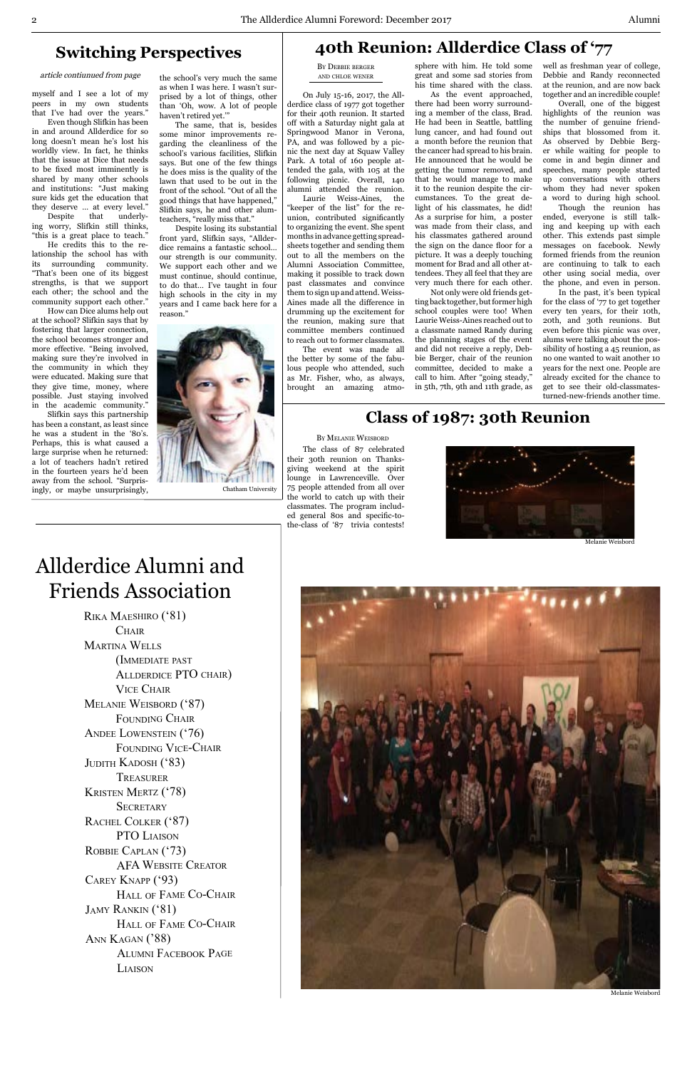## Switching Perspectives

*article contiunued from page*

myself and I see a lot of my peers in my own students that I've had over the years."

Even though Slifkin has been in and around Allderdice for so long doesn't mean he's lost his worldly view. In fact, he thinks that the issue at Dice that needs to be fixed most imminently is shared by many other schools and institutions: "Just making sure kids get the education that they deserve ... at every level."

Despite that underlying worry, Slifkin still thinks, "this is a great place to teach."

He credits this to the relationship the school has with its surrounding community. "That's been one of its biggest strengths, is that we support each other; the school and the community support each other."

How can Dice alums help out at the school? Slifkin says that by fostering that larger connection, the school becomes stronger and more effective. "Being involved, making sure they're involved in the community in which they were educated. Making sure that they give time, money, where possible. Just staying involved in the academic community."

Slifkin says this partnership has been a constant, as least since he was a student in the '80's. Perhaps, this is what caused a large surprise when he returned: a lot of teachers hadn't retired in the fourteen years he'd been away from the school. "Surprisingly, or maybe unsurprisingly, the school's very much the same as when I was here. I wasn't surprised by a lot of things, other than 'Oh, wow. A lot of people haven't retired yet.'"

The same, that is, besides some minor improvements regarding the cleanliness of the school's various facilities, Slifkin says. But one of the few things he does miss is the quality of the lawn that used to be out in the front of the school. "Out of all the good things that have happened," Slifkin says, he and other alumteachers, "really miss that."

Despite losing its substantial front yard, Slifkin says, "Allderdice remains a fantastic school... our strength is our community. We support each other and we must continue, should continue, to do that... I've taught in four high schools in the city in my years and I came back here for a reason."

Chatham University

## 40th Reunion: Allderdice Class of '77

By Debbie Berger and Chloe Wener

On July 15-16, 2017, the Allderdice class of 1977 got together for their 40th reunion. It started off with a Saturday night gala at Springwood Manor in Verona, PA, and was followed by a picnic the next day at Squaw Valley Park. A total of 160 people attended the gala, with 105 at the following picnic. Overall, 140 alumni attended the reunion.

Laurie Weiss-Aines, the "keeper of the list" for the reunion, contributed significantly to organizing the event. She spent months in advance getting spreadsheets together and sending them out to all the members on the Alumni Association Committee, making it possible to track down past classmates and convince them to sign up and attend. Weiss-Aines made all the difference in drumming up the excitement for the reunion, making sure that committee members continued to reach out to former classmates.

The event was made all the better by some of the fabulous people who attended, such as Mr. Fisher, who, as always, brought an amazing atmosphere with him. He told some great and some sad stories from his time shared with the class.

As the event approached, there had been worry surrounding a member of the class, Brad. He had been in Seattle, battling lung cancer, and had found out a month before the reunion that the cancer had spread to his brain. He announced that he would be getting the tumor removed, and that he would manage to make it to the reunion despite the circumstances. To the great delight of his classmates, he did! As a surprise for him, a poster was made from their class, and his classmates gathered around the sign on the dance floor for a picture. It was a deeply touching moment for Brad and all other attendees. They all feel that they are very much there for each other.

Not only were old friends getting back together, but former high school couples were too! When Laurie Weiss-Aines reached out to a classmate named Randy during the planning stages of the event and did not receive a reply, Debbie Berger, chair of the reunion committee, decided to make a call to him. After "going steady," in 5th, 7th, 9th and 11th grade, as well as freshman year of college, Debbie and Randy reconnected at the reunion, and are now back together and an incredible couple!

Overall, one of the biggest highlights of the reunion was the number of genuine friendships that blossomed from it. As observed by Debbie Berger while waiting for people to come in and begin dinner and speeches, many people started up conversations with others whom they had never spoken a word to during high school.

Though the reunion has ended, everyone is still talking and keeping up with each other. This extends past simple messages on facebook. Newly formed friends from the reunion are continuing to talk to each other using social media, over the phone, and even in person.

In the past, it's been typical for the class of '77 to get together every ten years, for their 10th, 20th, and 30th reunions. But even before this picnic was over, alums were talking about the possibility of hosting a 45 reunion, as no one wanted to wait another 10 years for the next one. People are already excited for the chance to get to see their old-classmates-turned-new-friends another time.

## Class of 1987: 30th Reunion

By Melanie Weisbord

The class of 87 celebrated their 30th reunion on Thanksgiving weekend at the spirit lounge in Lawrenceville. Over 75 people attended from all over the world to catch up with their classmates. The program included general 80s and specific-to-the-class of '87 trivia contests!

Melanie Weisbord

Melanie Weisbord

# Allderdice Alumni and Friends Association

Rika Maeshiro ('81)
Chair

Martina Wells
(Immediate past Allderdice PTO chair)
Vice Chair

Melanie Weisbord ('87)
Founding Chair

Andee Lowenstein ('76)
Founding Vice-Chair

Judith Kadosh ('83)
Treasurer

Kristen Mertz ('78)
Secretary

Rachel Colker ('87)
PTO Liaison

Robbie Caplan ('73)
AFA Website Creator

Carey Knapp ('93)
Hall of Fame Co-Chair

Jamy Rankin ('81)
Hall of Fame Co-Chair

Ann Kagan ('88)
Alumni Facebook Page Liaison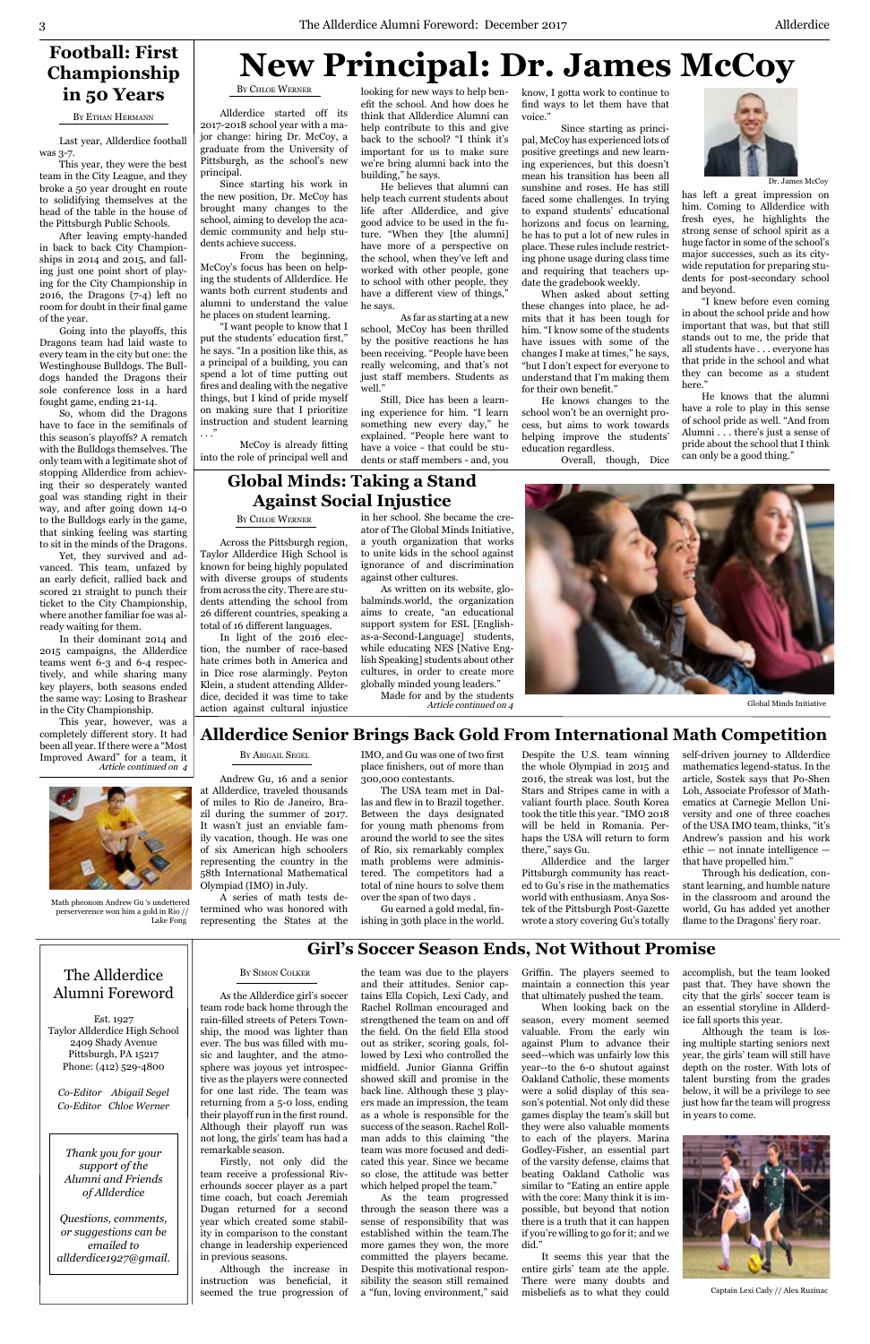## Football: First Championship in 50 Years

By Ethan Hermann

Last year, Allderdice football was 3-7.

This year, they were the best team in the City League, and they broke a 50 year drought en route to solidifying themselves at the head of the table in the house of the Pittsburgh Public Schools.

After leaving empty-handed in back to back City Championships in 2014 and 2015, and falling just one point short of playing for the City Championship in 2016, the Dragons (7-4) left no room for doubt in their final game of the year.

Going into the playoffs, this Dragons team had laid waste to every team in the city but one: the Westinghouse Bulldogs. The Bulldogs handed the Dragons their sole conference loss in a hard fought game, ending 21-14.

So, whom did the Dragons have to face in the semifinals of this season's playoffs? A rematch with the Bulldogs themselves. The only team with a legitimate shot of stopping Allderdice from achieving their so desperately wanted goal was standing right in their way, and after going down 14-0 to the Bulldogs early in the game, that sinking feeling was starting to sit in the minds of the Dragons.

Yet, they survived and advanced. This team, unfazed by an early deficit, rallied back and scored 21 straight to punch their ticket to the City Championship, where another familiar foe was already waiting for them.

In their dominant 2014 and 2015 campaigns, the Allderdice teams went 6-3 and 6-4 respectively, and while sharing many key players, both seasons ended the same way: Losing to Brashear in the City Championship.

This year, however, was a completely different story. It had been all year. If there were a "Most Improved Award" for a team, it

*Article continued on 4*

# New Principal: Dr. James McCoy

By Chloe Werner

Allderdice started off its 2017-2018 school year with a major change: hiring Dr. McCoy, a graduate from the University of Pittsburgh, as the school's new principal.

Since starting his work in the new position, Dr. McCoy has brought many changes to the school, aiming to develop the academic community and help students achieve success.

From the beginning, McCoy's focus has been on helping the students of Allderdice. He wants both current students and alumni to understand the value he places on student learning.

"I want people to know that I put the students' education first," he says. "In a position like this, as a principal of a building, you can spend a lot of time putting out fires and dealing with the negative things, but I kind of pride myself on making sure that I prioritize instruction and student learning . . ."

McCoy is already fitting into the role of principal well and looking for new ways to help benefit the school. And how does he think that Allderdice Alumni can help contribute to this and give back to the school? "I think it's important for us to make sure we're bring alumni back into the building," he says.

He believes that alumni can help teach current students about life after Allderdice, and give good advice to be used in the future. "When they [the alumni] have more of a perspective on the school, when they've left and worked with other people, gone to school with other people, they have a different view of things," he says.

As far as starting at a new school, McCoy has been thrilled by the positive reactions he has been receiving. "People have been really welcoming, and that's not just staff members. Students as well."

Still, Dice has been a learning experience for him. "I learn something new every day," he explained. "People here want to have a voice - that could be students or staff members - and, you know, I gotta work to continue to find ways to let them have that voice."

Since starting as principal, McCoy has experienced lots of positive greetings and new learning experiences, but this doesn't mean his transition has been all sunshine and roses. He has still faced some challenges. In trying to expand students' educational horizons and focus on learning, he has to put a lot of new rules in place. These rules include restricting phone usage during class time and requiring that teachers update the gradebook weekly.

When asked about setting these changes into place, he admits that it has been tough for him. "I know some of the students have issues with some of the changes I make at times," he says, "but I don't expect for everyone to understand that I'm making them for their own benefit."

He knows changes to the school won't be an overnight process, but aims to work towards helping improve the students' education regardless.

Overall, though, Dice has left a great impression on him. Coming to Allderdice with fresh eyes, he highlights the strong sense of school spirit as a huge factor in some of the school's major successes, such as its city-wide reputation for preparing students for post-secondary school and beyond.

Dr. James McCoy

"I knew before even coming in about the school pride and how important that was, but that still stands out to me, the pride that all students have . . . everyone has that pride in the school and what they can become as a student here."

He knows that the alumni have a role to play in this sense of school pride as well. "And from Alumni . . . there's just a sense of pride about the school that I think can only be a good thing."

## Global Minds: Taking a Stand Against Social Injustice

By Chloe Werner

Across the Pittsburgh region, Taylor Allderdice High School is known for being highly populated with diverse groups of students from across the city. There are students attending the school from 26 different countries, speaking a total of 16 different languages.

In light of the 2016 election, the number of race-based hate crimes both in America and in Dice rose alarmingly. Peyton Klein, a student attending Allderdice, decided it was time to take action against cultural injustice in her school. She became the creator of The Global Minds Initiative, a youth organization that works to unite kids in the school against ignorance of and discrimination against other cultures.

As written on its website, globalminds.world, the organization aims to create, "an educational support system for ESL [English-as-a-Second-Language] students, while educating NES [Native English Speaking] students about other cultures, in order to create more globally minded young leaders."

Made for and by the students

*Article continued on 4*

Global Minds Initiative

## Allderdice Senior Brings Back Gold From International Math Competition

By Abigail Segel

Math pheonom Andrew Gu 's undettered perserverence won him a gold in Rio // Lake Fong

Andrew Gu, 16 and a senior at Allderdice, traveled thousands of miles to Rio de Janeiro, Brazil during the summer of 2017. It wasn't just an enviable family vacation, though. He was one of six American high schoolers representing the country in the 58th International Mathematical Olympiad (IMO) in July.

A series of math tests determined who was honored with representing the States at the IMO, and Gu was one of two first place finishers, out of more than 300,000 contestants.

The USA team met in Dallas and flew in to Brazil together. Between the days designated for young math phenoms from around the world to see the sites of Rio, six remarkably complex math problems were administered. The competitors had a total of nine hours to solve them over the span of two days .

Gu earned a gold medal, finishing in 30th place in the world. Despite the U.S. team winning the whole Olympiad in 2015 and 2016, the streak was lost, but the Stars and Stripes came in with a valiant fourth place. South Korea took the title this year. "IMO 2018 will be held in Romania. Perhaps the USA will return to form there," says Gu.

Allderdice and the larger Pittsburgh community has reacted to Gu's rise in the mathematics world with enthusiasm. Anya Sostek of the Pittsburgh Post-Gazette wrote a story covering Gu's totally self-driven journey to Allderdice mathematics legend-status. In the article, Sostek says that Po-Shen Loh, Associate Professor of Mathematics at Carnegie Mellon University and one of three coaches of the USA IMO team, thinks, "it's Andrew's passion and his work ethic — not innate intelligence — that have propelled him."

Through his dedication, constant learning, and humble nature in the classroom and around the world, Gu has added yet another flame to the Dragons' fiery roar.

## Girl's Soccer Season Ends, Not Without Promise

By Simon Colker

As the Allderdice girl's soccer team rode back home through the rain-filled streets of Peters Township, the mood was lighter than ever. The bus was filled with music and laughter, and the atmosphere was joyous yet introspective as the players were convened for one last ride. The team was returning from a 5-0 loss, ending their playoff run in the first round. Although their playoff run was not long, the girls' team has had a remarkable season.

Firstly, not only did the team receive a professional Riverhounds soccer player as a part time coach, but coach Jeremiah Dugan returned for a second year which created some stability in comparison to the constant change in leadership experienced in previous seasons.

Although the increase in instruction was beneficial, it seemed the true progression of the team was due to the players and their attitudes. Senior captains Ella Copich, Lexi Cady, and Rachel Rollman encouraged and strengthened the team on and off the field. On the field Ella stood out as striker, scoring goals, followed by Lexi who controlled the midfield. Junior Gianna Griffin showed skill and promise in the back line. Although these 3 players made an impression, the team as a whole is responsible for the success of the season. Rachel Rollman adds to this claiming "the team was more focused and dedicated this year. Since we became so close, the attitude was better which helped propel the team."

As the team progressed through the season there was a sense of responsibility that was established within the team. The more games they won, the more committed the players became. Despite this motivational responsibility the season still remained a "fun, loving environment," said Griffin. The players seemed to maintain a connection this year that ultimately pushed the team.

When looking back on the season, every moment seemed valuable. From the early win against Plum to advance their seed--which was unfairly low this year--to the 6-0 shutout against Oakland Catholic, these moments were a solid display of this season's potential. Not only did these games display the team's skill but they were also valuable moments to each of the players. Marina Godley-Fisher, an essential part of the varsity defense, claims that beating Oakland Catholic was similar to "Eating an entire apple with the core: Many think it is impossible, but beyond that notion there is a truth that it can happen if you're willing to go for it; and we did."

It seems this year that the entire girls' team ate the apple. There were many doubts and misbeliefs as to what they could accomplish, but the team looked past that. They have shown the city that the girls' soccer team is an essential storyline in Allderdice fall sports this year.

Although the team is losing multiple starting seniors next year, the girls' team will still have depth on the roster. With lots of talent bursting from the grades below, it will be a privilege to see just how far the team will progress in years to come.

Captain Lexi Cady // Alex Ruzinac

---

### The Allderdice Alumni Foreword

Est. 1927
Taylor Allderdice High School
2409 Shady Avenue
Pittsburgh, PA 15217
Phone: (412) 529-4800

*Co-Editor Abigail Segel*
*Co-Editor Chloe Werner*

*Thank you for your support of the Alumni and Friends of Allderdice*

*Questions, comments, or suggestions can be emailed to allderdice1927@gmail.*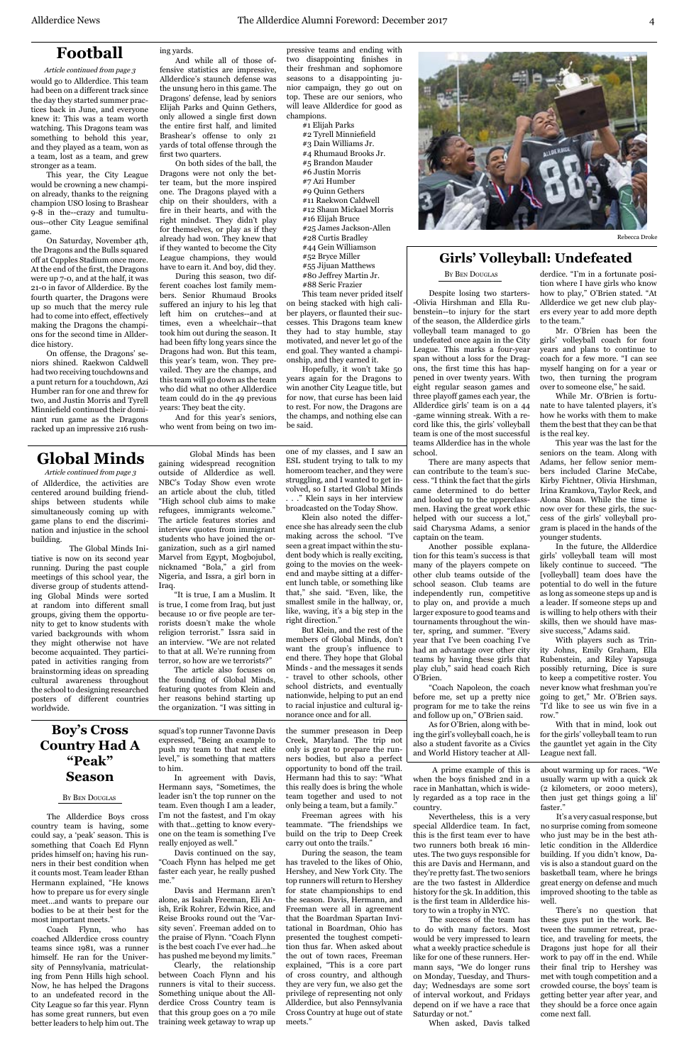## Football

*Article continued from page 3*

would go to Allderdice. This team had been on a different track since the day they started summer practices back in June, and everyone knew it: This was a team worth watching. This Dragons team was something to behold this year, and they played as a team, won as a team, lost as a team, and grew stronger as a team.

This year, the City League would be crowning a new champion already, thanks to the reigning champion USO losing to Brashear 9-8 in the--crazy and tumultuous--other City League semifinal game.

On Saturday, November 4th, the Dragons and the Bulls squared off at Cupples Stadium once more. At the end of the first, the Dragons were up 7-0, and at the half, it was 21-0 in favor of Allderdice. By the fourth quarter, the Dragons were up so much that the mercy rule had to come into effect, effectively making the Dragons the champions for the second time in Allderdice history.

On offense, the Dragons' seniors shined. Raekwon Caldwell had two receiving touchdowns and a punt return for a touchdown, Azi Humber ran for one and threw for two, and Justin Morris and Tyrell Minniefield continued their dominant run game as the Dragons racked up an impressive 216 rushing yards.

And while all of those offensive statistics are impressive, Allderdice's staunch defense was the unsung hero in this game. The Dragons' defense, lead by seniors Elijah Parks and Quinn Gethers, only allowed a single first down the entire first half, and limited Brashear's offense to only 21 yards of total offense through the first two quarters.

On both sides of the ball, the Dragons were not only the better team, but the more inspired one. The Dragons played with a chip on their shoulders, with a fire in their hearts, and with the right mindset. They didn't play for themselves, or play as if they already had won. They knew that if they wanted to become the City League champions, they would have to earn it. And boy, did they.

During this season, two different coaches lost family members. Senior Rhumaud Brooks suffered an injury to his leg that left him on crutches--and at times, even a wheelchair--that took him out during the season. It had been fifty long years since the Dragons had won. But this team, this year's team, won. They prevailed. They are the champs, and this team will go down as the team who did what no other Allderdice team could do in the 49 previous years: They beat the city.

And for this year's seniors, who went from being on two impressive teams and ending with two disappointing finishes in their freshman and sophomore seasons to a disappointing junior campaign, they go out on top. These are our seniors, who will leave Allderdice for good as champions.

- #1 Elijah Parks
- #2 Tyrell Minniefield
- #3 Dain Williams Jr.
- #4 Rhumaud Brooks Jr.
- #5 Brandon Mauder
- #6 Justin Morris
- #7 Azi Humber
- #9 Quinn Gethers
- #11 Raekwon Caldwell
- #12 Shaun Mickael Morris
- #16 Elijah Bruce
- #25 James Jackson-Allen
- #28 Curtis Bradley
- #44 Gein Williamson
- #52 Bryce Miller
- #55 Jijuan Matthews
- #80 Jeffrey Martin Jr.
- #88 Seric Frazier

This team never prided itself on being stacked with high caliber players, or flaunted their successes. This Dragons team knew they had to stay humble, stay motivated, and never let go of the end goal. They wanted a championship, and they earned it.

Hopefully, it won't take 50 years again for the Dragons to win another City League title, but for now, that curse has been laid to rest. For now, the Dragons are the champs, and nothing else can be said.

Rebecca Droke

## Girls' Volleyball: Undefeated

By Ben Douglas

Despite losing two starters--Olivia Hirshman and Ella Rubenstein--to injury for the start of the season, the Allderdice girls volleyball team managed to go undefeated once again in the City League. This marks a four-year span without a loss for the Dragons, the first time this has happened in over twenty years. With eight regular season games and three playoff games each year, the Allderdice girls' team is on a 44-game winning streak. With a record like this, the girls' volleyball team is one of the most successful teams Allderdice has in the whole school.

There are many aspects that can contribute to the team's success. "I think the fact that the girls came determined to do better and looked up to the upperclassmen. Having the great work ethic helped with our success a lot," said Charysma Adams, a senior captain on the team.

Another possible explanation for this team's success is that many of the players compete on other club teams outside of the school season. Club teams are independently run, competitive to play on, and provide a much larger exposure to good teams and tournaments throughout the winter, spring, and summer. "Every year that I've been coaching I've had an advantage over other city teams by having these girls that play club," said head coach Rich O'Brien.

"Coach Napoleon, the coach before me, set up a pretty nice program for me to take the reins and follow up on," O'Brien said.

As for O'Brien, along with being the girl's volleyball coach, he is also a student favorite as a Civics and World History teacher at Allderdice. "I'm in a fortunate position where I have girls who know how to play," O'Brien stated. "At Allderdice we get new club players every year to add more depth to the team."

Mr. O'Brien has been the girls' volleyball coach for four years and plans to continue to coach for a few more. "I can see myself hanging on for a year or two, then turning the program over to someone else," he said.

While Mr. O'Brien is fortunate to have talented players, it's how he works with them to make them the best that they can be that is the real key.

This year was the last for the seniors on the team. Along with Adams, her fellow senior members included Clarine McCabe, Kirby Fichtner, Olivia Hirshman, Irina Kramkova, Taylor Reck, and Alona Sloan. While the time is now over for these girls, the success of the girls' volleyball program is placed in the hands of the younger students.

In the future, the Allderdice girls' volleyball team will most likely continue to succeed. "The [volleyball] team does have the potential to do well in the future as long as someone steps up and is a leader. If someone steps up and is willing to help others with their skills, then we should have massive success," Adams said.

With players such as Trinity Johns, Emily Graham, Ella Rubenstein, and Riley Yapsuga possibly returning, Dice is sure to keep a competitive roster. You never know what freshman you're going to get," Mr. O'Brien says. "I'd like to see us win five in a row."

With that in mind, look out for the girls' volleyball team to run the gauntlet yet again in the City League next fall.

## Global Minds

*Article continued from page 3*

of Allderdice, the activities are centered around building friendships between students while simultaneously coming up with game plans to end the discrimination and injustice in the school building.

The Global Minds Initiative is now on its second year running. During the past couple meetings of this school year, the diverse group of students attending Global Minds were sorted at random into different small groups, giving them the opportunity to get to know students with varied backgrounds with whom they might otherwise not have become acquainted. They participated in activities ranging from brainstorming ideas on spreading cultural awareness throughout the school to designing researched posters of different countries worldwide.

Global Minds has been gaining widespread recognition outside of Allderdice as well. NBC's Today Show even wrote an article about the club, titled "High school club aims to make refugees, immigrants welcome." The article features stories and interview quotes from immigrant students who have joined the organization, such as a girl named Marvel from Egypt, Mogbojubol, nicknamed "Bola," a girl from Nigeria, and Issra, a girl born in Iraq.

"It is true, I am a Muslim. It is true, I come from Iraq, but just because 10 or five people are terrorists doesn't make the whole religion terrorist." Issra said in an interview. "We are not related to that at all. We're running from terror, so how are we terrorists?"

The article also focuses on the founding of Global Minds, featuring quotes from Klein and her reasons behind starting up the organization. "I was sitting in one of my classes, and I saw an ESL student trying to talk to my homeroom teacher, and they were struggling, and I wanted to get involved, so I started Global Minds . . ." Klein says in her interview broadcasted on the Today Show.

Klein also noted the difference she has already seen the club making across the school. "I've seen a great impact within the student body which is really exciting, going to the movies on the weekend and maybe sitting at a different lunch table, or something like that," she said. "Even, like, the smallest smile in the hallway, or, like, waving, it's a big step in the right direction."

But Klein, and the rest of the members of Global Minds, don't want the group's influence to end there. They hope that Global Minds - and the messages it sends - travel to other schools, other school districts, and eventually nationwide, helping to put an end to racial injustice and cultural ignorance once and for all.

## Boy's Cross Country Had A "Peak" Season

By Ben Douglas

The Allderdice Boys cross country team is having, some could say, a 'peak' season. This is something that Coach Ed Flynn prides himself on; having his runners in their best condition when it counts most. Team leader Ethan Hermann explained, "He knows how to prepare us for every single meet...and wants to prepare our bodies to be at their best for the most important meets."

Coach Flynn, who has coached Allderdice cross country teams since 1981, was a runner himself. He ran for the University of Pennsylvania, matriculating from Penn Hills high school. Now, he has helped the Dragons to an undefeated record in the City League so far this year. Flynn has some great runners, but even better leaders to help him out. The squad's top runner Tavonne Davis expressed, "Being an example to push my team to that next elite level," is something that matters to him.

In agreement with Davis, Hermann says, "Sometimes, the leader isn't the top runner on the team. Even though I am a leader, I'm not the fastest, and I'm okay with that...getting to know everyone on the team is something I've really enjoyed as well."

Davis continued on the say, "Coach Flynn has helped me get faster each year, he really pushed me."

Davis and Hermann aren't alone, as Isaiah Freeman, Eli Anish, Erik Rohrer, Edwin Rice, and Reise Brooks round out the 'Varsity seven'. Freeman added on to the praise of Flynn. "Coach Flynn is the best coach I've ever had...he has pushed me beyond my limits."

Clearly, the relationship between Coach Flynn and his runners is vital to their success. Something unique about the Allderdice Cross Country team is that this group goes on a 70 mile training week getaway to wrap up the summer preseason in Deep Creek, Maryland. The trip not only is great to prepare the runners bodies, but also a perfect opportunity to bond off the trail. Hermann had this to say: "What this really does is bring the whole team together and used to not only being a team, but a family."

Freeman agrees with his teammate. "The friendships we build on the trip to Deep Creek carry out onto the trails."

During the season, the team has traveled to the likes of Ohio, Hershey, and New York City. The top runners will return to Hershey for state championships to end the season. Davis, Hermann, and Freeman were all in agreement that the Boardman Spartan Invitational in Boardman, Ohio has presented the toughest competition thus far. When asked about the out of town races, Freeman explained, "This is a core part of cross country, and although they are very fun, we also get the privilege of representing not only Allderdice, but also Pennsylvania Cross Country at huge out of state meets."

A prime example of this is when the boys finished 2nd in a race in Manhattan, which is widely regarded as a top race in the country.

Nevertheless, this is a very special Allderdice team. In fact, this is the first team ever to have two runners both break 16 minutes. The two guys responsible for this are Davis and Hermann, and they're pretty fast. The two seniors are the two fastest in Allderdice history for the 5k. In addition, this is the first team in Allderdice history to win a trophy in NYC.

The success of the team has to do with many factors. Most would be very impressed to learn what a weekly practice schedule is like for one of these runners. Hermann says, "We do longer runs on Monday, Tuesday, and Thursday; Wednesdays are some sort of interval workout, and Fridays depend on if we have a race that Saturday or not."

When asked, Davis talked about warming up for races. "We usually warm up with a quick 2k (2 kilometers, or 2000 meters), then just get things going a lil' faster."

It's a very casual response, but no surprise coming from someone who just may be in the best athletic condition in the Allderdice building. If you didn't know, Davis is also a standout guard on the basketball team, where he brings great energy on defense and much improved shooting to the table as well.

There's no question that these guys put in the work. Between the summer retreat, practice, and traveling for meets, the Dragons just hope for all their work to pay off in the end. While their final trip to Hershey was met with tough competition and a crowded course, the boys' team is getting better year after year, and they should be a force once again come next fall.